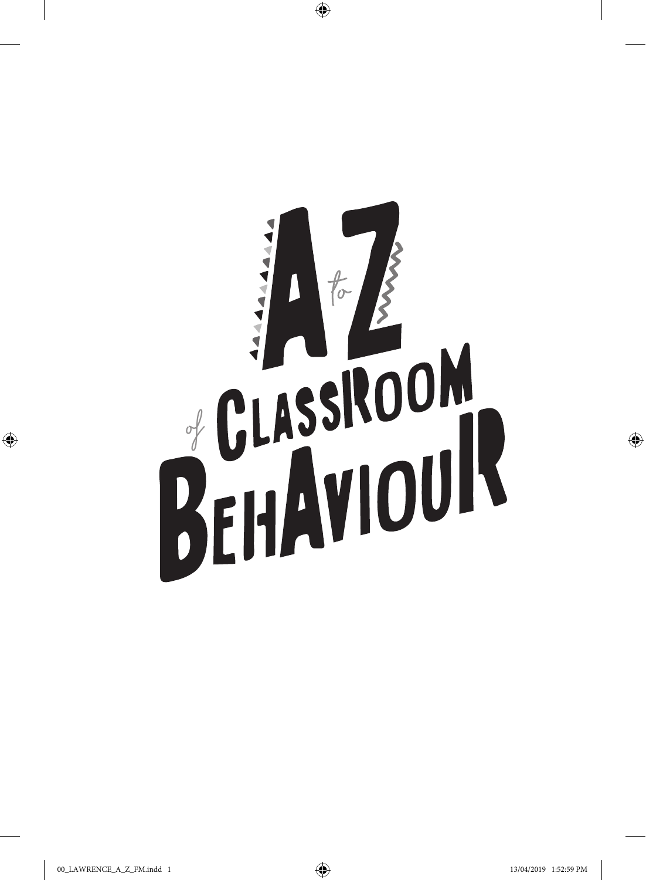# A to Z of Classroom Behaviour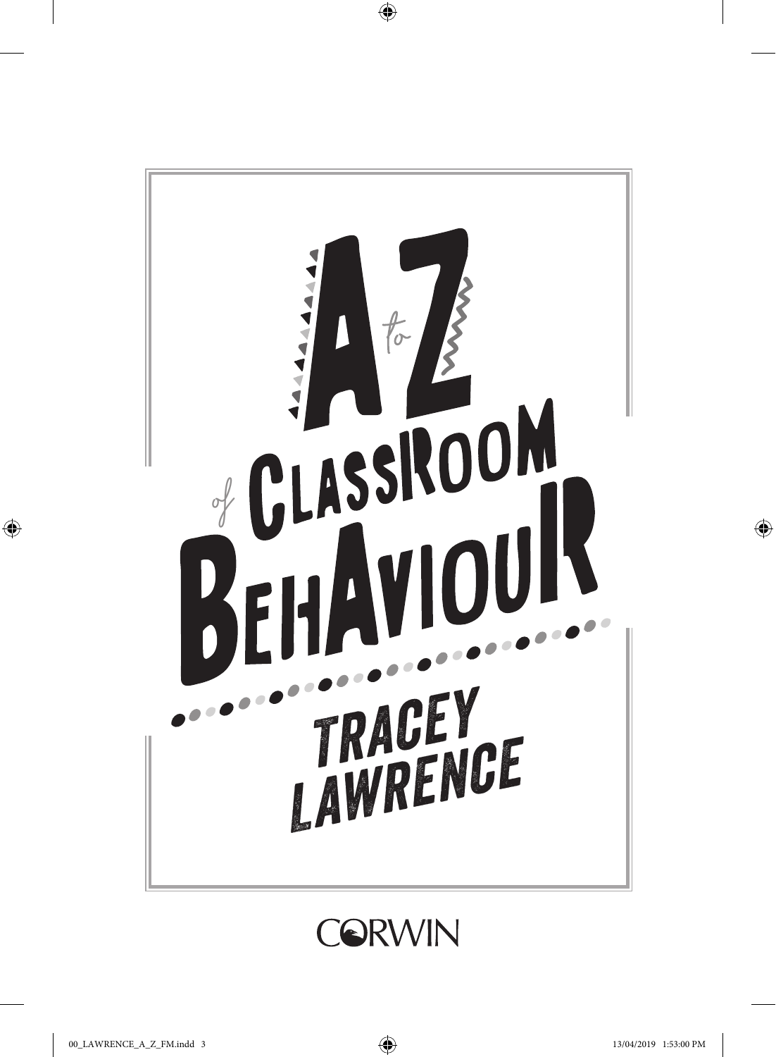# A to Z of Classroom Behaviour

TRACEY LAWRENCE

CORWIN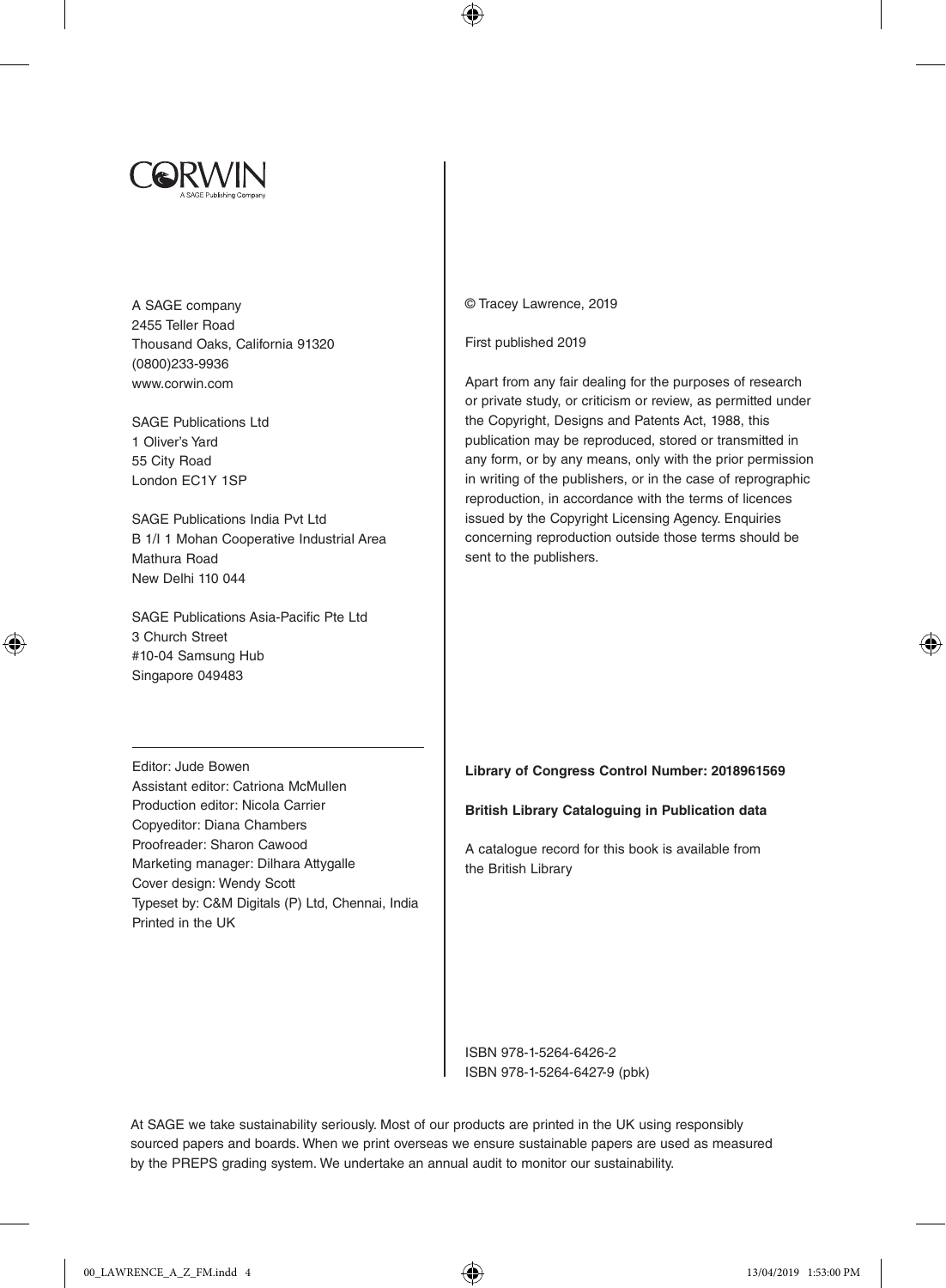CORWIN
A SAGE Publishing Company

A SAGE company
2455 Teller Road
Thousand Oaks, California 91320
(0800)233-9936
www.corwin.com

SAGE Publications Ltd
1 Oliver's Yard
55 City Road
London EC1Y 1SP

SAGE Publications India Pvt Ltd
B 1/I 1 Mohan Cooperative Industrial Area
Mathura Road
New Delhi 110 044

SAGE Publications Asia-Pacific Pte Ltd
3 Church Street
#10-04 Samsung Hub
Singapore 049483

---

Editor: Jude Bowen
Assistant editor: Catriona McMullen
Production editor: Nicola Carrier
Copyeditor: Diana Chambers
Proofreader: Sharon Cawood
Marketing manager: Dilhara Attygalle
Cover design: Wendy Scott
Typeset by: C&M Digitals (P) Ltd, Chennai, India
Printed in the UK

© Tracey Lawrence, 2019

First published 2019

Apart from any fair dealing for the purposes of research or private study, or criticism or review, as permitted under the Copyright, Designs and Patents Act, 1988, this publication may be reproduced, stored or transmitted in any form, or by any means, only with the prior permission in writing of the publishers, or in the case of reprographic reproduction, in accordance with the terms of licences issued by the Copyright Licensing Agency. Enquiries concerning reproduction outside those terms should be sent to the publishers.

**Library of Congress Control Number: 2018961569**

**British Library Cataloguing in Publication data**

A catalogue record for this book is available from the British Library

ISBN 978-1-5264-6426-2
ISBN 978-1-5264-6427-9 (pbk)

At SAGE we take sustainability seriously. Most of our products are printed in the UK using responsibly sourced papers and boards. When we print overseas we ensure sustainable papers are used as measured by the PREPS grading system. We undertake an annual audit to monitor our sustainability.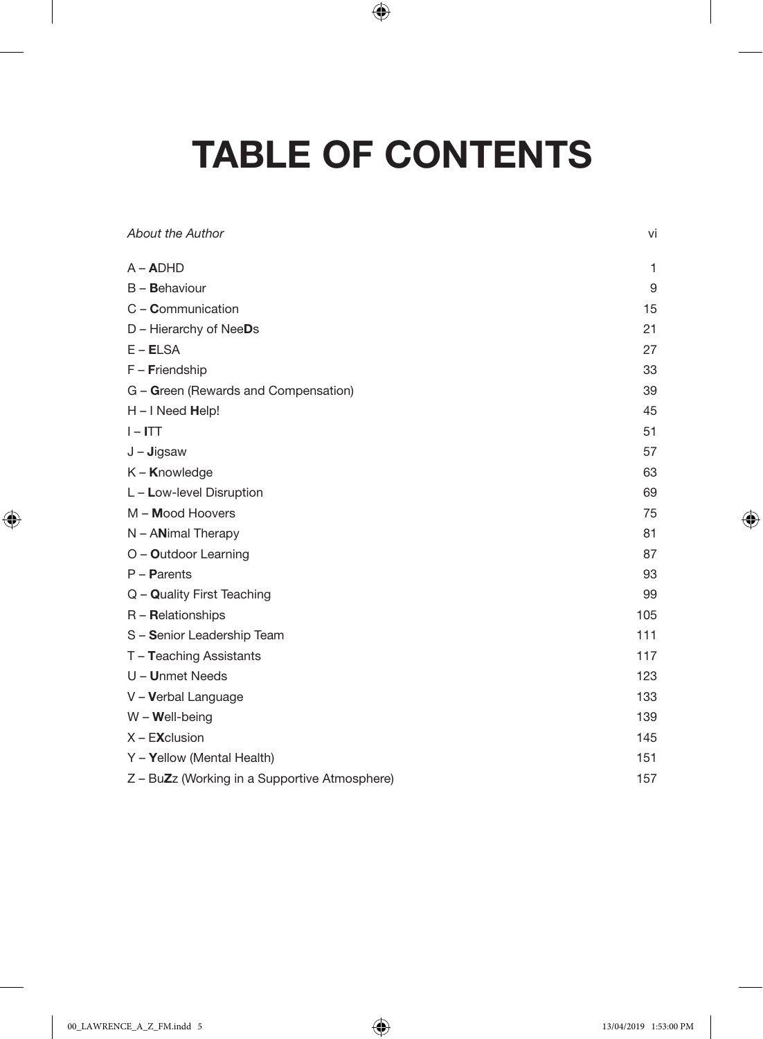# TABLE OF CONTENTS

| | |
|---|---|
| *About the Author* | vi |
| A – **A**DHD | 1 |
| B – **B**ehaviour | 9 |
| C – **C**ommunication | 15 |
| D – Hierarchy of Nee**D**s | 21 |
| E – **E**LSA | 27 |
| F – **F**riendship | 33 |
| G – **G**reen (Rewards and Compensation) | 39 |
| H – I Need **H**elp! | 45 |
| I – **I**TT | 51 |
| J – **J**igsaw | 57 |
| K – **K**nowledge | 63 |
| L – **L**ow-level Disruption | 69 |
| M – **M**ood Hoovers | 75 |
| N – A**N**imal Therapy | 81 |
| O – **O**utdoor Learning | 87 |
| P – **P**arents | 93 |
| Q – **Q**uality First Teaching | 99 |
| R – **R**elationships | 105 |
| S – **S**enior Leadership Team | 111 |
| T – **T**eaching Assistants | 117 |
| U – **U**nmet Needs | 123 |
| V – **V**erbal Language | 133 |
| W – **W**ell-being | 139 |
| X – E**X**clusion | 145 |
| Y – **Y**ellow (Mental Health) | 151 |
| Z – Bu**Z**z (Working in a Supportive Atmosphere) | 157 |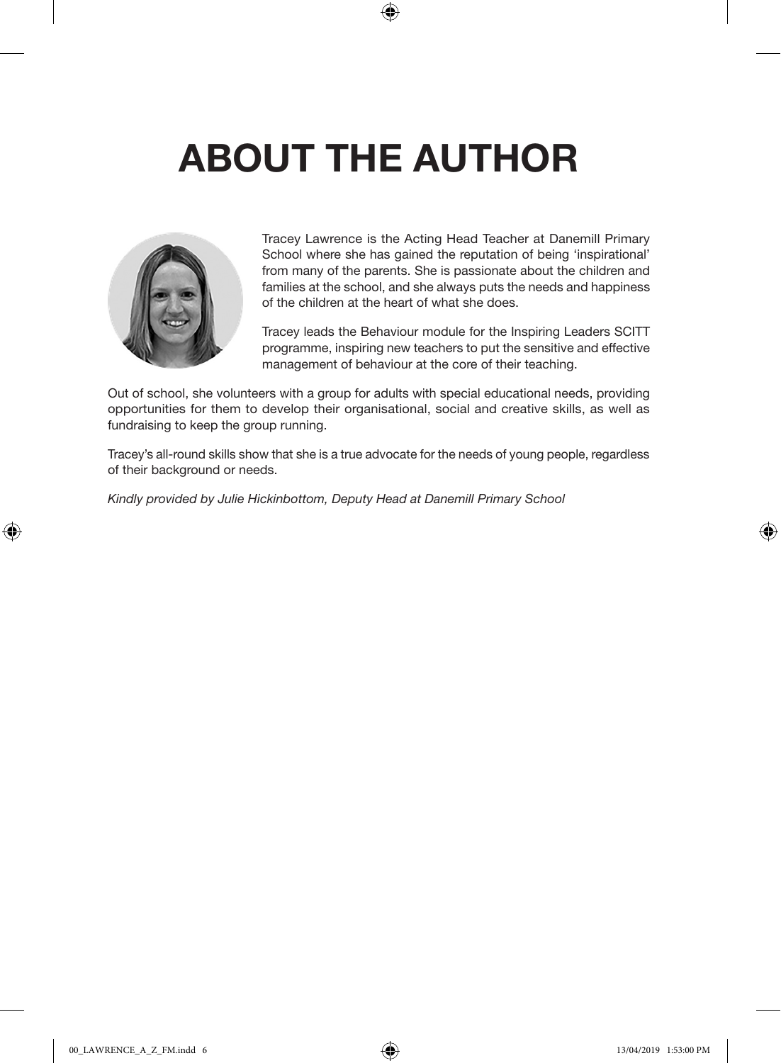# ABOUT THE AUTHOR

Tracey Lawrence is the Acting Head Teacher at Danemill Primary School where she has gained the reputation of being 'inspirational' from many of the parents. She is passionate about the children and families at the school, and she always puts the needs and happiness of the children at the heart of what she does.

Tracey leads the Behaviour module for the Inspiring Leaders SCITT programme, inspiring new teachers to put the sensitive and effective management of behaviour at the core of their teaching.

Out of school, she volunteers with a group for adults with special educational needs, providing opportunities for them to develop their organisational, social and creative skills, as well as fundraising to keep the group running.

Tracey's all-round skills show that she is a true advocate for the needs of young people, regardless of their background or needs.

*Kindly provided by Julie Hickinbottom, Deputy Head at Danemill Primary School*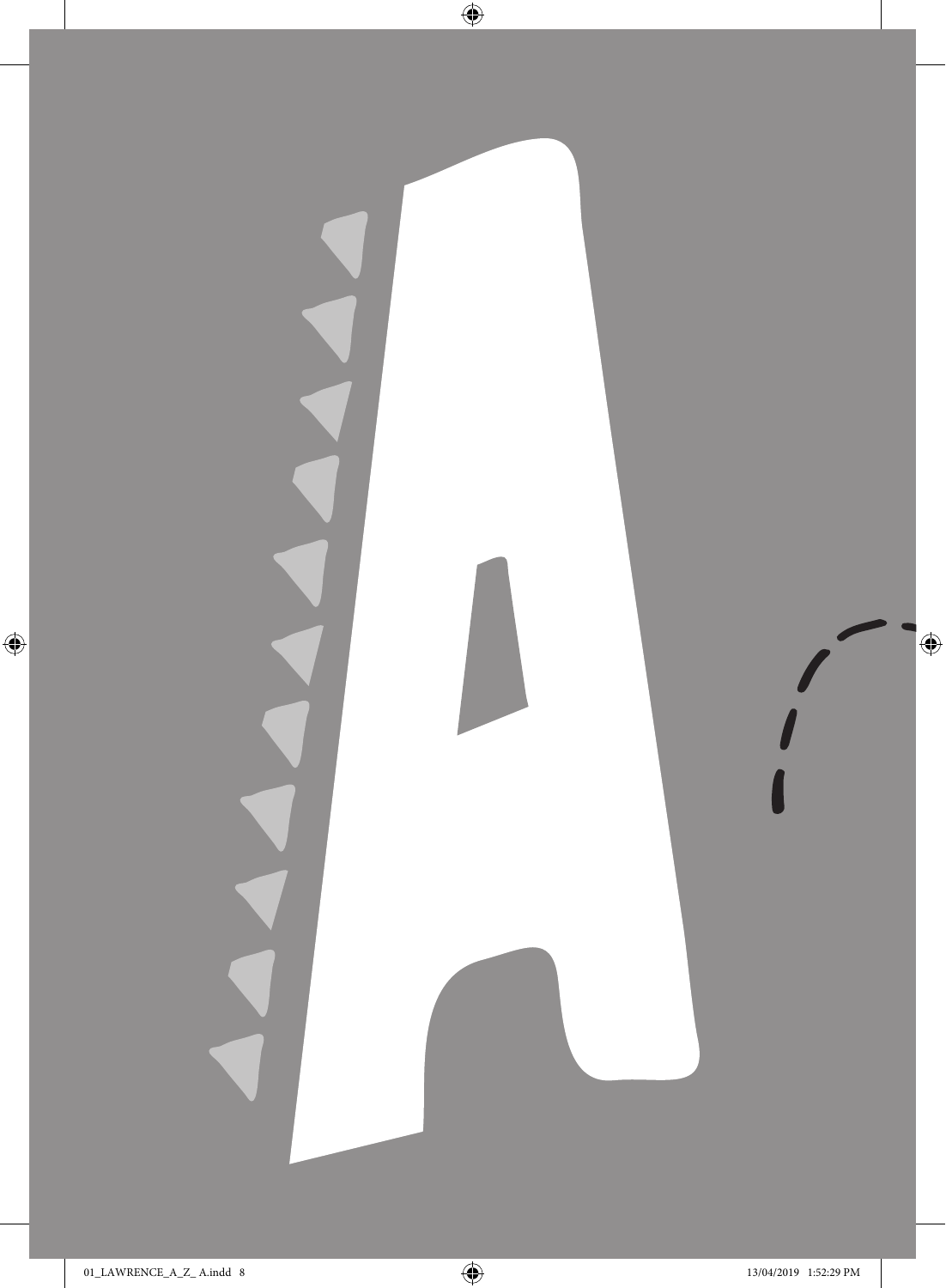# A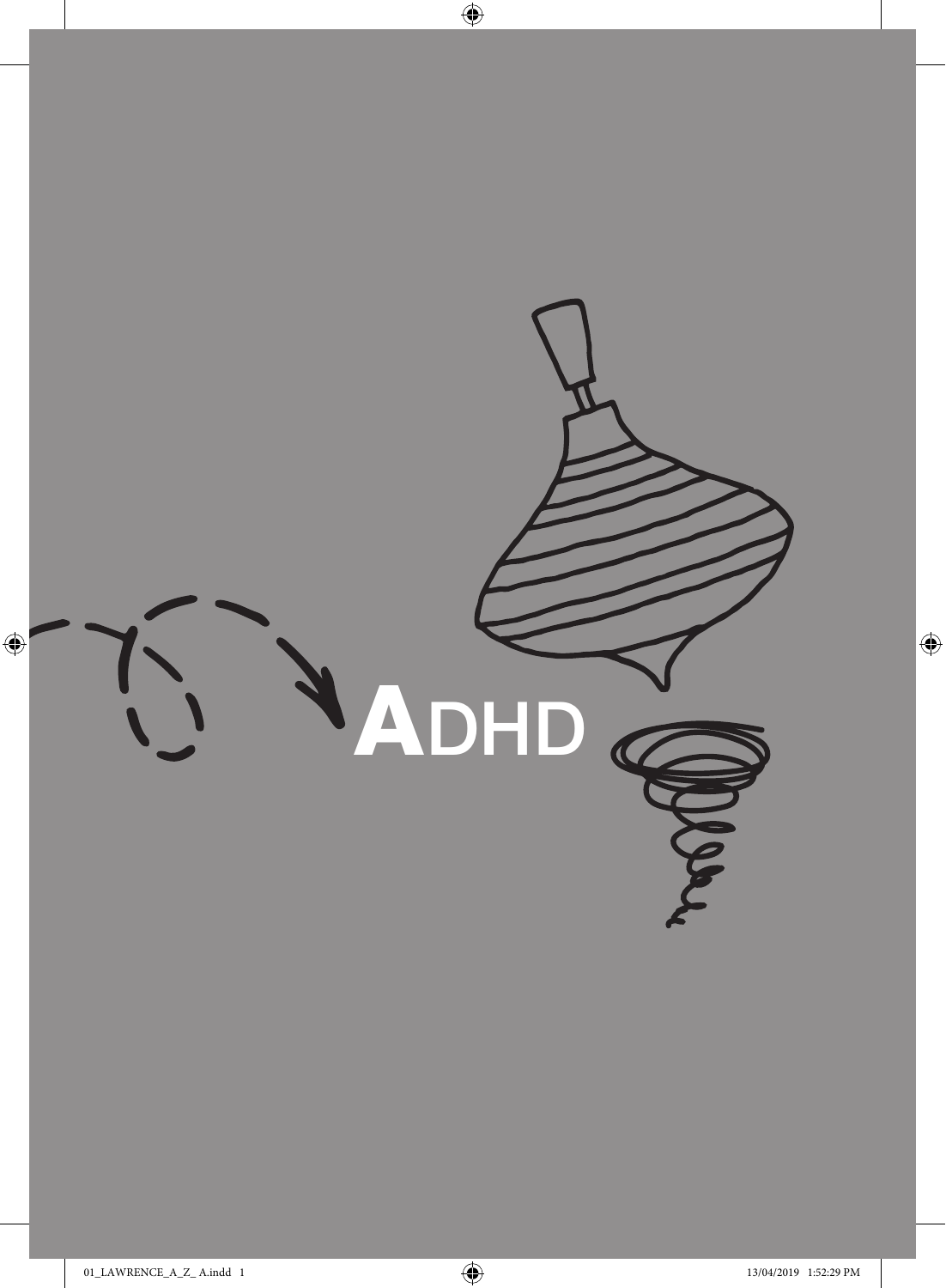# ADHD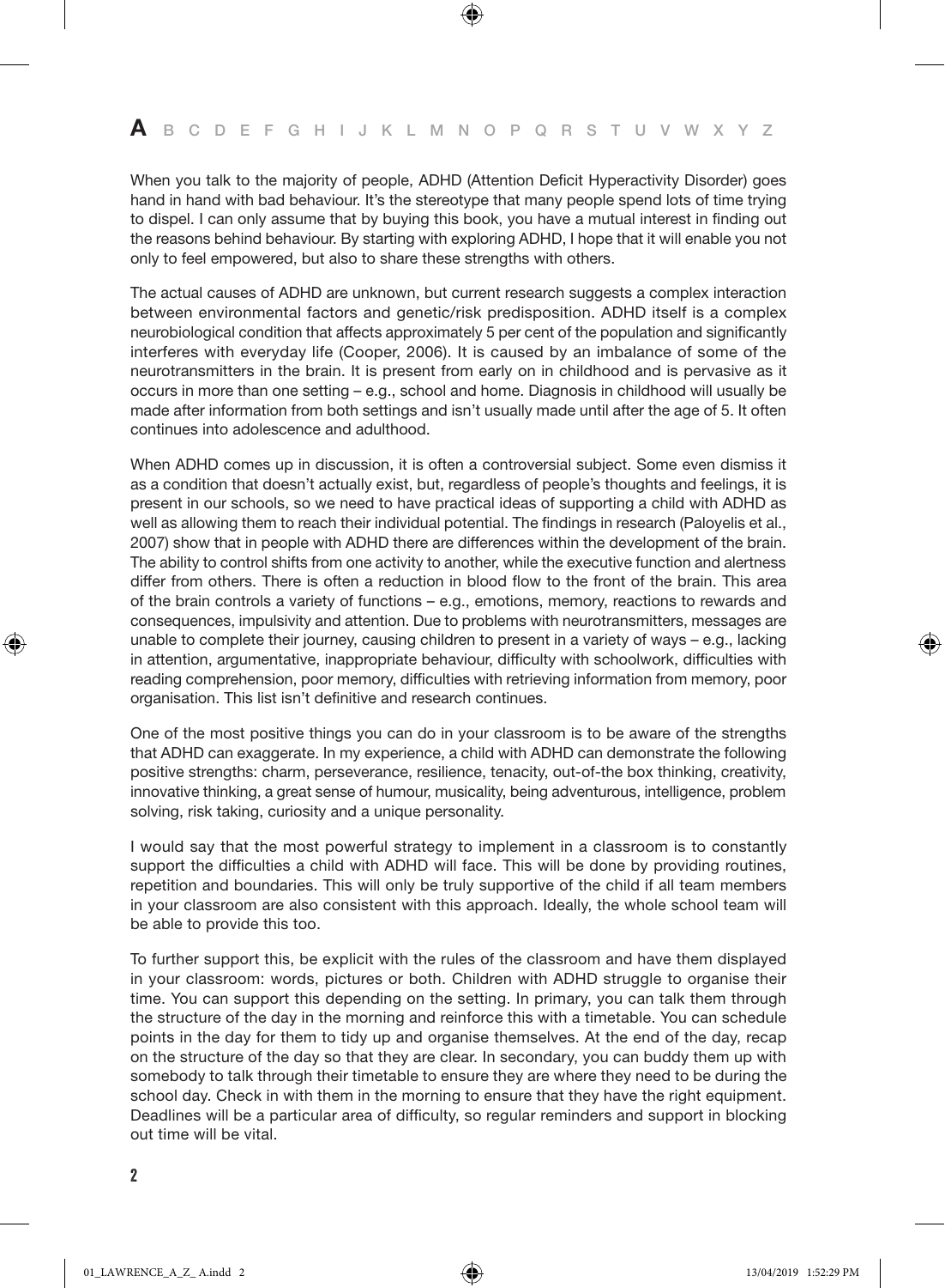When you talk to the majority of people, ADHD (Attention Deficit Hyperactivity Disorder) goes hand in hand with bad behaviour. It's the stereotype that many people spend lots of time trying to dispel. I can only assume that by buying this book, you have a mutual interest in finding out the reasons behind behaviour. By starting with exploring ADHD, I hope that it will enable you not only to feel empowered, but also to share these strengths with others.

The actual causes of ADHD are unknown, but current research suggests a complex interaction between environmental factors and genetic/risk predisposition. ADHD itself is a complex neurobiological condition that affects approximately 5 per cent of the population and significantly interferes with everyday life (Cooper, 2006). It is caused by an imbalance of some of the neurotransmitters in the brain. It is present from early on in childhood and is pervasive as it occurs in more than one setting – e.g., school and home. Diagnosis in childhood will usually be made after information from both settings and isn't usually made until after the age of 5. It often continues into adolescence and adulthood.

When ADHD comes up in discussion, it is often a controversial subject. Some even dismiss it as a condition that doesn't actually exist, but, regardless of people's thoughts and feelings, it is present in our schools, so we need to have practical ideas of supporting a child with ADHD as well as allowing them to reach their individual potential. The findings in research (Paloyelis et al., 2007) show that in people with ADHD there are differences within the development of the brain. The ability to control shifts from one activity to another, while the executive function and alertness differ from others. There is often a reduction in blood flow to the front of the brain. This area of the brain controls a variety of functions – e.g., emotions, memory, reactions to rewards and consequences, impulsivity and attention. Due to problems with neurotransmitters, messages are unable to complete their journey, causing children to present in a variety of ways – e.g., lacking in attention, argumentative, inappropriate behaviour, difficulty with schoolwork, difficulties with reading comprehension, poor memory, difficulties with retrieving information from memory, poor organisation. This list isn't definitive and research continues.

One of the most positive things you can do in your classroom is to be aware of the strengths that ADHD can exaggerate. In my experience, a child with ADHD can demonstrate the following positive strengths: charm, perseverance, resilience, tenacity, out-of-the box thinking, creativity, innovative thinking, a great sense of humour, musicality, being adventurous, intelligence, problem solving, risk taking, curiosity and a unique personality.

I would say that the most powerful strategy to implement in a classroom is to constantly support the difficulties a child with ADHD will face. This will be done by providing routines, repetition and boundaries. This will only be truly supportive of the child if all team members in your classroom are also consistent with this approach. Ideally, the whole school team will be able to provide this too.

To further support this, be explicit with the rules of the classroom and have them displayed in your classroom: words, pictures or both. Children with ADHD struggle to organise their time. You can support this depending on the setting. In primary, you can talk them through the structure of the day in the morning and reinforce this with a timetable. You can schedule points in the day for them to tidy up and organise themselves. At the end of the day, recap on the structure of the day so that they are clear. In secondary, you can buddy them up with somebody to talk through their timetable to ensure they are where they need to be during the school day. Check in with them in the morning to ensure that they have the right equipment. Deadlines will be a particular area of difficulty, so regular reminders and support in blocking out time will be vital.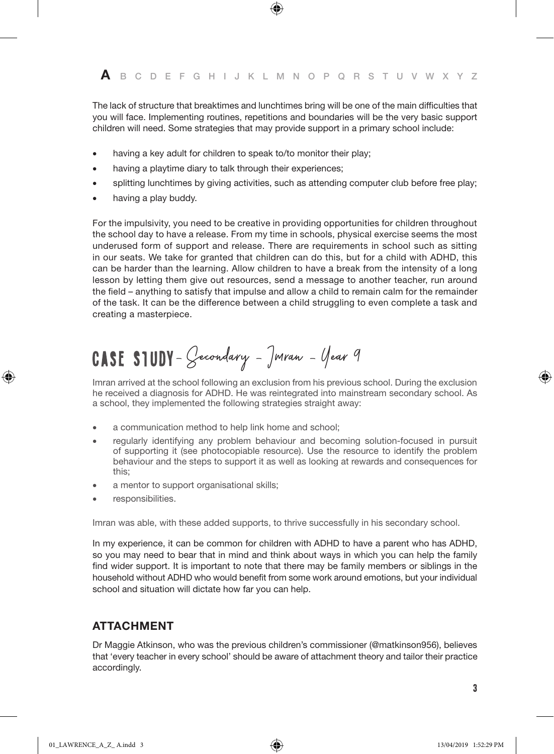The lack of structure that breaktimes and lunchtimes bring will be one of the main difficulties that you will face. Implementing routines, repetitions and boundaries will be the very basic support children will need. Some strategies that may provide support in a primary school include:

- having a key adult for children to speak to/to monitor their play;
- having a playtime diary to talk through their experiences;
- splitting lunchtimes by giving activities, such as attending computer club before free play;
- having a play buddy.

For the impulsivity, you need to be creative in providing opportunities for children throughout the school day to have a release. From my time in schools, physical exercise seems the most underused form of support and release. There are requirements in school such as sitting in our seats. We take for granted that children can do this, but for a child with ADHD, this can be harder than the learning. Allow children to have a break from the intensity of a long lesson by letting them give out resources, send a message to another teacher, run around the field – anything to satisfy that impulse and allow a child to remain calm for the remainder of the task. It can be the difference between a child struggling to even complete a task and creating a masterpiece.

### CASE STUDY – Secondary – Imran – Year 9

Imran arrived at the school following an exclusion from his previous school. During the exclusion he received a diagnosis for ADHD. He was reintegrated into mainstream secondary school. As a school, they implemented the following strategies straight away:

- a communication method to help link home and school;
- regularly identifying any problem behaviour and becoming solution-focused in pursuit of supporting it (see photocopiable resource). Use the resource to identify the problem behaviour and the steps to support it as well as looking at rewards and consequences for this;
- a mentor to support organisational skills;
- responsibilities.

Imran was able, with these added supports, to thrive successfully in his secondary school.

In my experience, it can be common for children with ADHD to have a parent who has ADHD, so you may need to bear that in mind and think about ways in which you can help the family find wider support. It is important to note that there may be family members or siblings in the household without ADHD who would benefit from some work around emotions, but your individual school and situation will dictate how far you can help.

## ATTACHMENT

Dr Maggie Atkinson, who was the previous children's commissioner (@matkinson956), believes that 'every teacher in every school' should be aware of attachment theory and tailor their practice accordingly.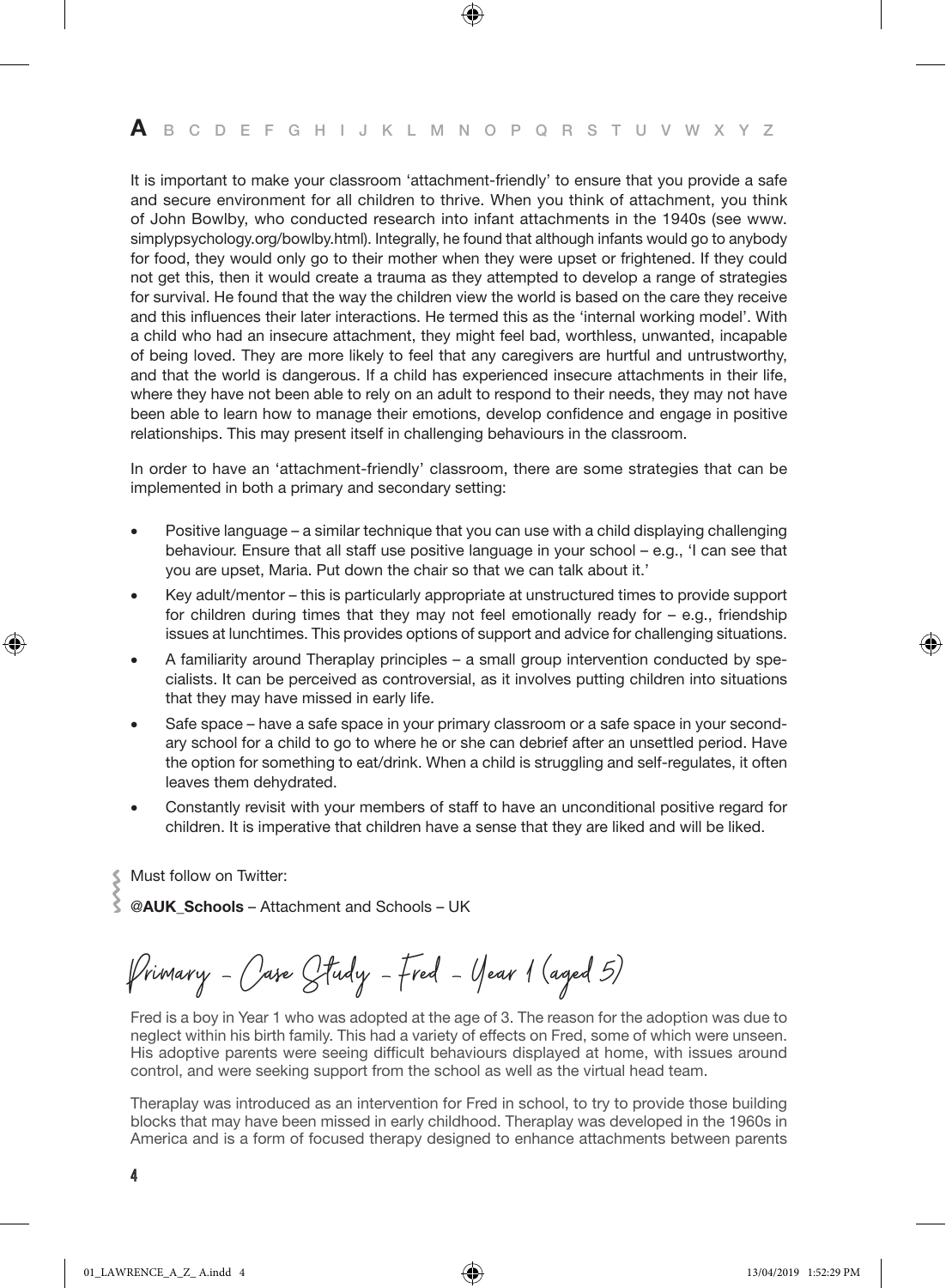It is important to make your classroom 'attachment-friendly' to ensure that you provide a safe and secure environment for all children to thrive. When you think of attachment, you think of John Bowlby, who conducted research into infant attachments in the 1940s (see www.simplypsychology.org/bowlby.html). Integrally, he found that although infants would go to anybody for food, they would only go to their mother when they were upset or frightened. If they could not get this, then it would create a trauma as they attempted to develop a range of strategies for survival. He found that the way the children view the world is based on the care they receive and this influences their later interactions. He termed this as the 'internal working model'. With a child who had an insecure attachment, they might feel bad, worthless, unwanted, incapable of being loved. They are more likely to feel that any caregivers are hurtful and untrustworthy, and that the world is dangerous. If a child has experienced insecure attachments in their life, where they have not been able to rely on an adult to respond to their needs, they may not have been able to learn how to manage their emotions, develop confidence and engage in positive relationships. This may present itself in challenging behaviours in the classroom.

In order to have an 'attachment-friendly' classroom, there are some strategies that can be implemented in both a primary and secondary setting:

- Positive language – a similar technique that you can use with a child displaying challenging behaviour. Ensure that all staff use positive language in your school – e.g., 'I can see that you are upset, Maria. Put down the chair so that we can talk about it.'
- Key adult/mentor – this is particularly appropriate at unstructured times to provide support for children during times that they may not feel emotionally ready for – e.g., friendship issues at lunchtimes. This provides options of support and advice for challenging situations.
- A familiarity around Theraplay principles – a small group intervention conducted by specialists. It can be perceived as controversial, as it involves putting children into situations that they may have missed in early life.
- Safe space – have a safe space in your primary classroom or a safe space in your secondary school for a child to go to where he or she can debrief after an unsettled period. Have the option for something to eat/drink. When a child is struggling and self-regulates, it often leaves them dehydrated.
- Constantly revisit with your members of staff to have an unconditional positive regard for children. It is imperative that children have a sense that they are liked and will be liked.

Must follow on Twitter:

@**AUK_Schools** – Attachment and Schools – UK

## Primary – Case Study – Fred – Year 1 (aged 5)

Fred is a boy in Year 1 who was adopted at the age of 3. The reason for the adoption was due to neglect within his birth family. This had a variety of effects on Fred, some of which were unseen. His adoptive parents were seeing difficult behaviours displayed at home, with issues around control, and were seeking support from the school as well as the virtual head team.

Theraplay was introduced as an intervention for Fred in school, to try to provide those building blocks that may have been missed in early childhood. Theraplay was developed in the 1960s in America and is a form of focused therapy designed to enhance attachments between parents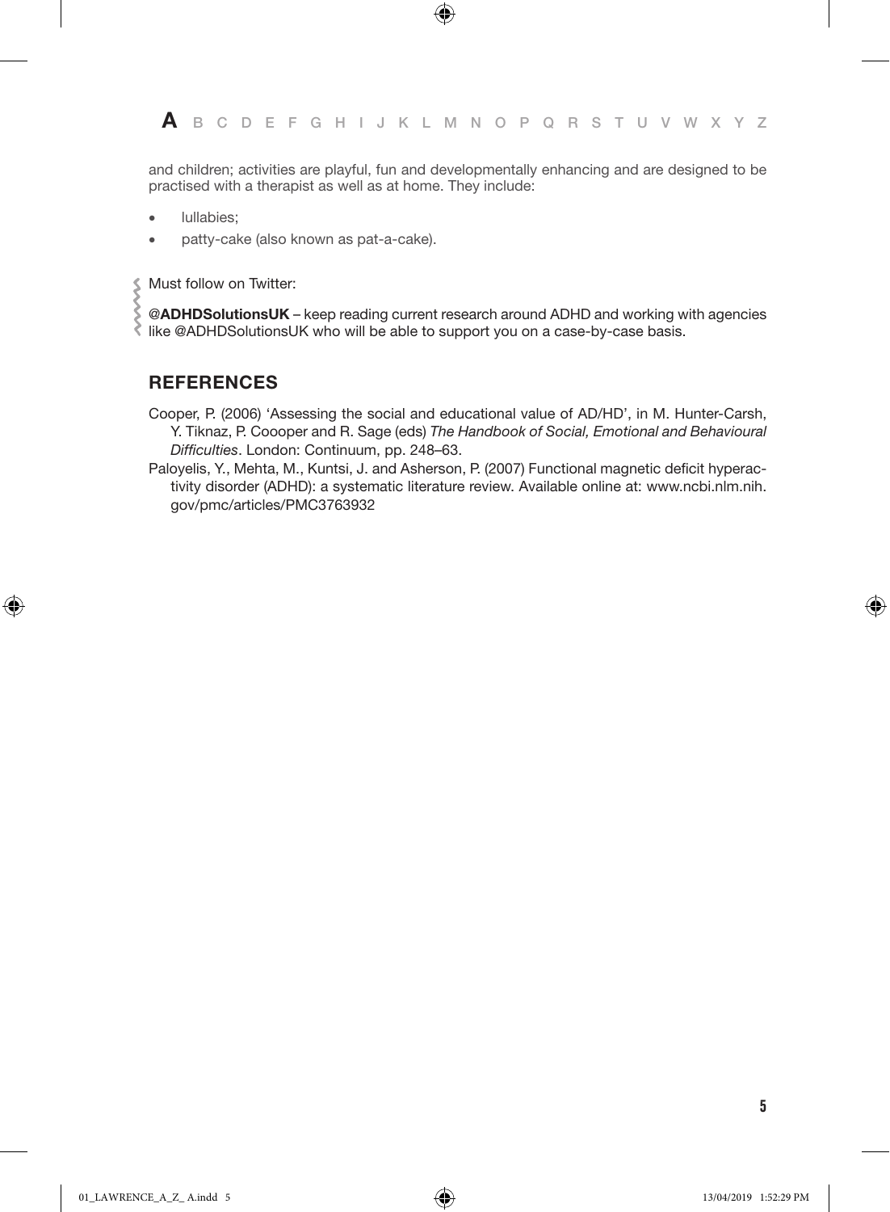and children; activities are playful, fun and developmentally enhancing and are designed to be practised with a therapist as well as at home. They include:

- lullabies;
- patty-cake (also known as pat-a-cake).

Must follow on Twitter:

**@ADHDSolutionsUK** – keep reading current research around ADHD and working with agencies like @ADHDSolutionsUK who will be able to support you on a case-by-case basis.

## REFERENCES

Cooper, P. (2006) 'Assessing the social and educational value of AD/HD', in M. Hunter-Carsh, Y. Tiknaz, P. Coooper and R. Sage (eds) *The Handbook of Social, Emotional and Behavioural Difficulties*. London: Continuum, pp. 248–63.

Paloyelis, Y., Mehta, M., Kuntsi, J. and Asherson, P. (2007) Functional magnetic deficit hyperactivity disorder (ADHD): a systematic literature review. Available online at: www.ncbi.nlm.nih.gov/pmc/articles/PMC3763932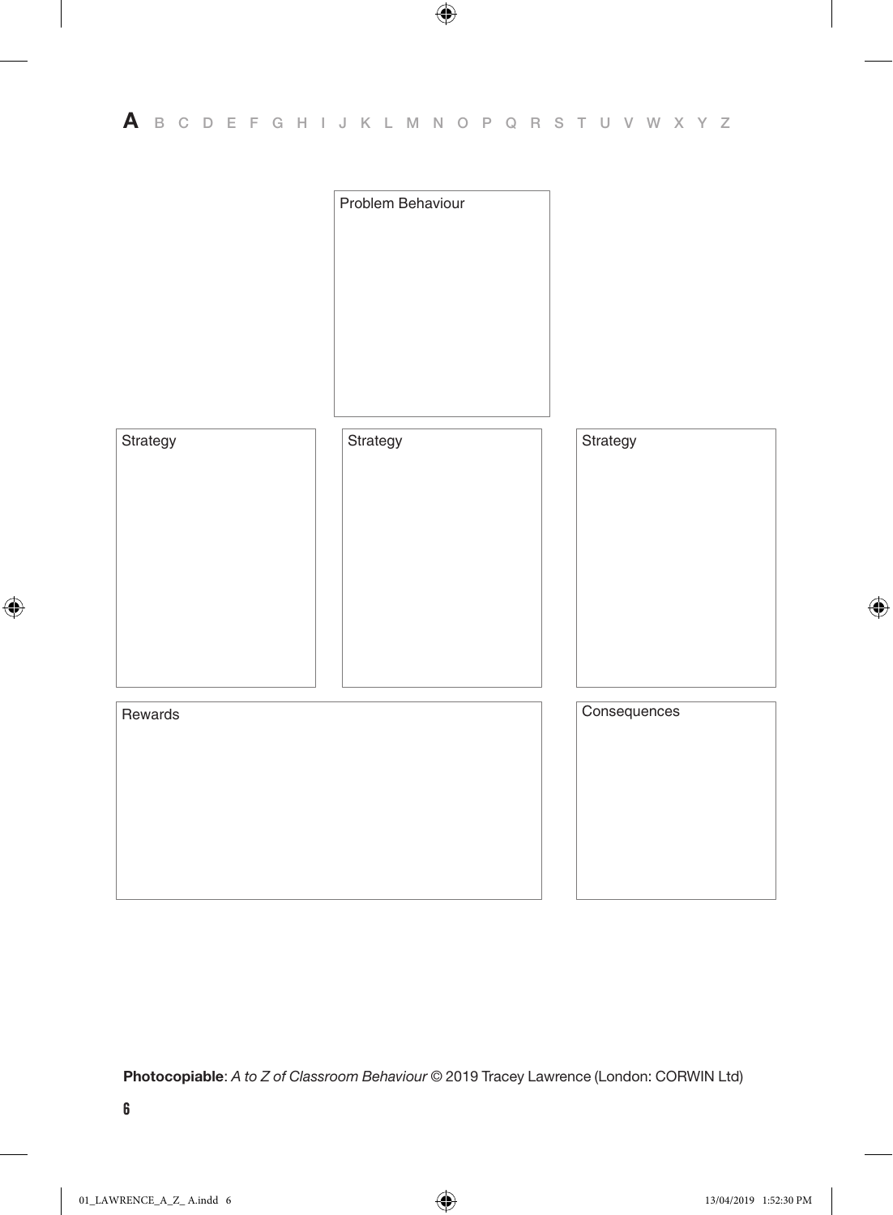**A** B C D E F G H I J K L M N O P Q R S T U V W X Y Z

Problem Behaviour

Strategy

Strategy

Strategy

Rewards

Consequences

**Photocopiable**: *A to Z of Classroom Behaviour* © 2019 Tracey Lawrence (London: CORWIN Ltd)